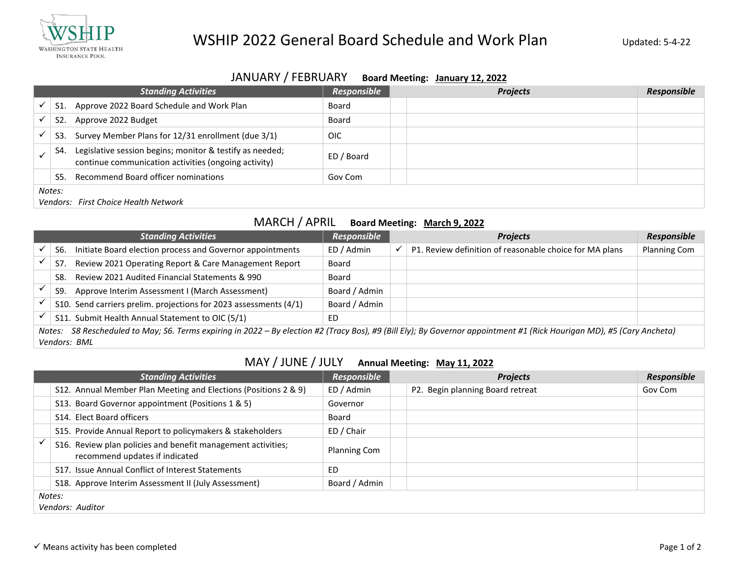# WSHIP 2022 General Board Schedule and Work Plan

Updated: 5-4-22

## JANUARY / FEBRUARY — Board Meeting: January 12, 2022

| | Standing Activities | Responsible | | Projects | Responsible |
|---|---|---|---|---|---|
| ✓ | S1. Approve 2022 Board Schedule and Work Plan | Board | | | |
| ✓ | S2. Approve 2022 Budget | Board | | | |
| ✓ | S3. Survey Member Plans for 12/31 enrollment (due 3/1) | OIC | | | |
| ✓ | S4. Legislative session begins; monitor & testify as needed; continue communication activities (ongoing activity) | ED / Board | | | |
| | S5. Recommend Board officer nominations | Gov Com | | | |

*Notes:*
*Vendors: First Choice Health Network*

## MARCH / APRIL — Board Meeting: March 9, 2022

| | Standing Activities | Responsible | | Projects | Responsible |
|---|---|---|---|---|---|
| ✓ | S6. Initiate Board election process and Governor appointments | ED / Admin | ✓ | P1. Review definition of reasonable choice for MA plans | Planning Com |
| ✓ | S7. Review 2021 Operating Report & Care Management Report | Board | | | |
| | S8. Review 2021 Audited Financial Statements & 990 | Board | | | |
| ✓ | S9. Approve Interim Assessment I (March Assessment) | Board / Admin | | | |
| ✓ | S10. Send carriers prelim. projections for 2023 assessments (4/1) | Board / Admin | | | |
| ✓ | S11. Submit Health Annual Statement to OIC (5/1) | ED | | | |

*Notes: S8 Rescheduled to May; S6. Terms expiring in 2022 – By election #2 (Tracy Bos), #9 (Bill Ely); By Governor appointment #1 (Rick Hourigan MD), #5 (Cary Ancheta)*
*Vendors: BML*

## MAY / JUNE / JULY — Annual Meeting: May 11, 2022

| | Standing Activities | Responsible | | Projects | Responsible |
|---|---|---|---|---|---|
| | S12. Annual Member Plan Meeting and Elections (Positions 2 & 9) | ED / Admin | | P2. Begin planning Board retreat | Gov Com |
| | S13. Board Governor appointment (Positions 1 & 5) | Governor | | | |
| | S14. Elect Board officers | Board | | | |
| | S15. Provide Annual Report to policymakers & stakeholders | ED / Chair | | | |
| ✓ | S16. Review plan policies and benefit management activities; recommend updates if indicated | Planning Com | | | |
| | S17. Issue Annual Conflict of Interest Statements | ED | | | |
| | S18. Approve Interim Assessment II (July Assessment) | Board / Admin | | | |

*Notes:*
*Vendors: Auditor*

✓ Means activity has been completed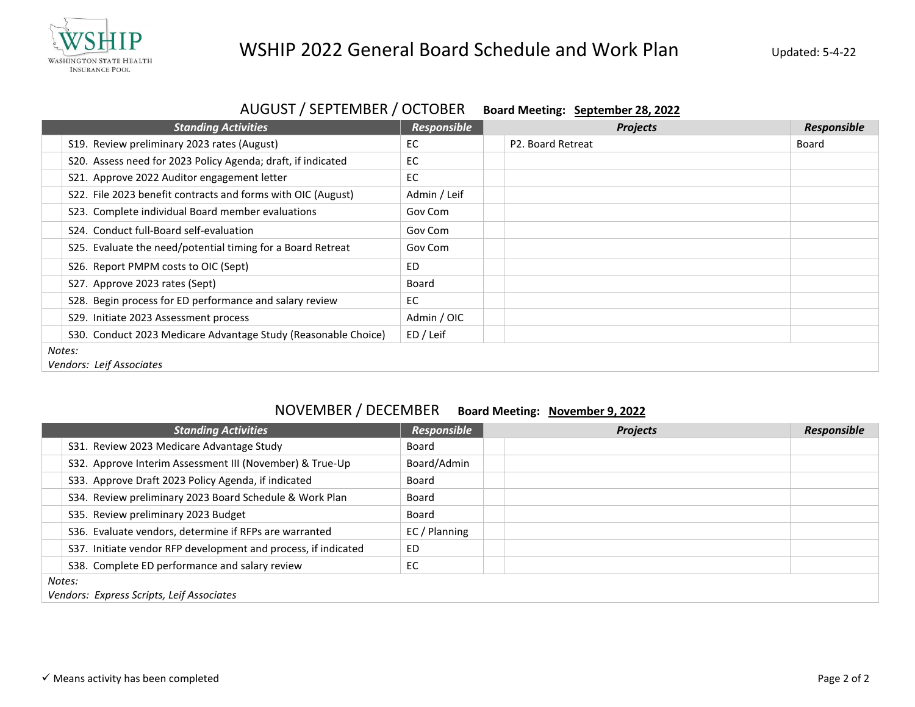# WSHIP 2022 General Board Schedule and Work Plan

Updated: 5-4-22

## AUGUST / SEPTEMBER / OCTOBER   Board Meeting: September 28, 2022

| | Standing Activities | Responsible | | Projects | Responsible |
|---|---|---|---|---|---|
| | S19. Review preliminary 2023 rates (August) | EC | | P2. Board Retreat | Board |
| | S20. Assess need for 2023 Policy Agenda; draft, if indicated | EC | | | |
| | S21. Approve 2022 Auditor engagement letter | EC | | | |
| | S22. File 2023 benefit contracts and forms with OIC (August) | Admin / Leif | | | |
| | S23. Complete individual Board member evaluations | Gov Com | | | |
| | S24. Conduct full-Board self-evaluation | Gov Com | | | |
| | S25. Evaluate the need/potential timing for a Board Retreat | Gov Com | | | |
| | S26. Report PMPM costs to OIC (Sept) | ED | | | |
| | S27. Approve 2023 rates (Sept) | Board | | | |
| | S28. Begin process for ED performance and salary review | EC | | | |
| | S29. Initiate 2023 Assessment process | Admin / OIC | | | |
| | S30. Conduct 2023 Medicare Advantage Study (Reasonable Choice) | ED / Leif | | | |

*Notes:*

*Vendors: Leif Associates*

## NOVEMBER / DECEMBER   Board Meeting: November 9, 2022

| | Standing Activities | Responsible | | Projects | Responsible |
|---|---|---|---|---|---|
| | S31. Review 2023 Medicare Advantage Study | Board | | | |
| | S32. Approve Interim Assessment III (November) & True-Up | Board/Admin | | | |
| | S33. Approve Draft 2023 Policy Agenda, if indicated | Board | | | |
| | S34. Review preliminary 2023 Board Schedule & Work Plan | Board | | | |
| | S35. Review preliminary 2023 Budget | Board | | | |
| | S36. Evaluate vendors, determine if RFPs are warranted | EC / Planning | | | |
| | S37. Initiate vendor RFP development and process, if indicated | ED | | | |
| | S38. Complete ED performance and salary review | EC | | | |

*Notes:*

*Vendors: Express Scripts, Leif Associates*

✓ Means activity has been completed